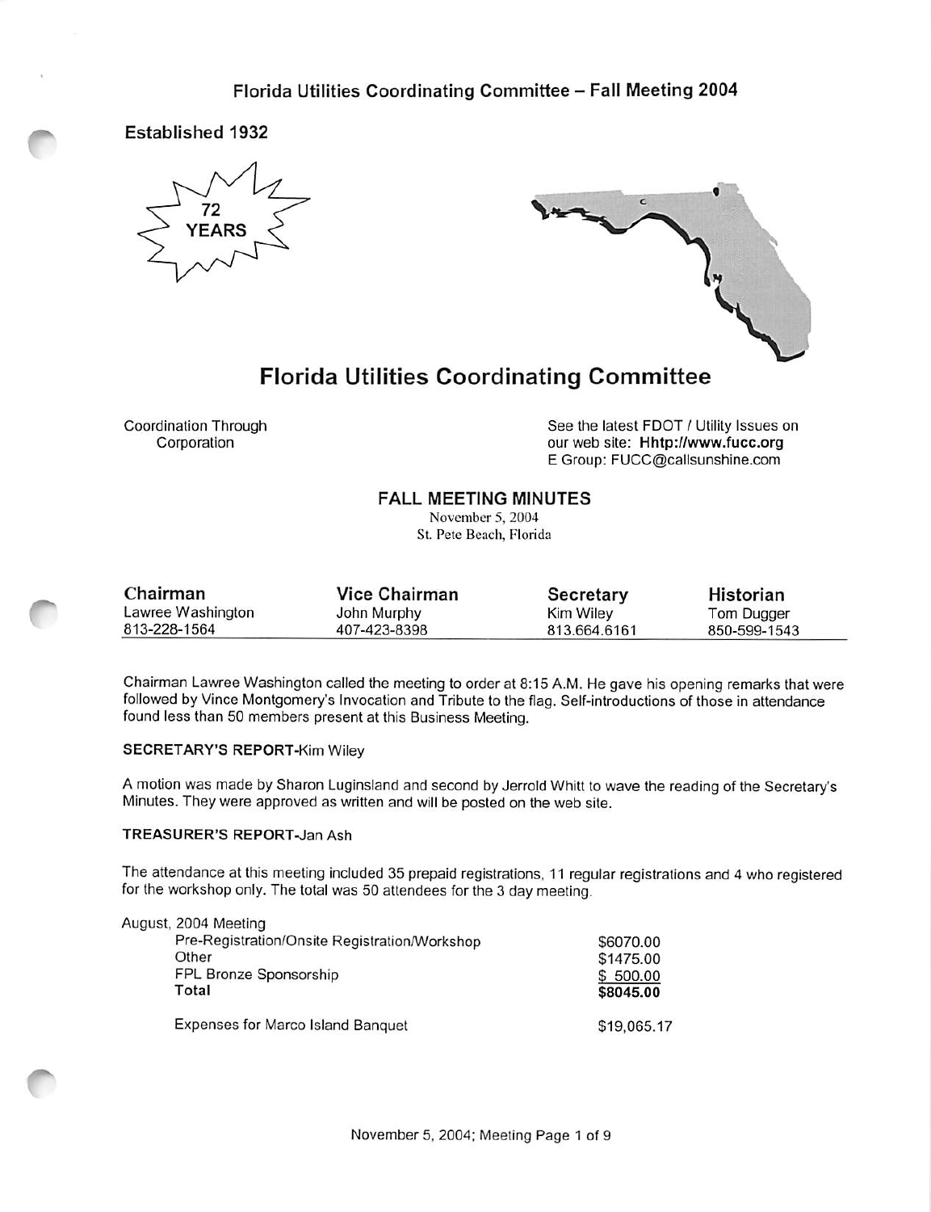Florida Utilities Coordinating Committee – Fall Meeting 2004

Established 1932

72 YEARS

# Florida Utilities Coordinating Committee

Coordination Through Corporation

See the latest FDOT / Utility Issues on our web site: **Hhttp://www.fucc.org**
E Group: FUCC@callsunshine.com

## FALL MEETING MINUTES

November 5, 2004
St. Pete Beach, Florida

| Chairman | Vice Chairman | Secretary | Historian |
|---|---|---|---|
| Lawree Washington | John Murphy | Kim Wiley | Tom Dugger |
| 813-228-1564 | 407-423-8398 | 813.664.6161 | 850-599-1543 |

Chairman Lawree Washington called the meeting to order at 8:15 A.M. He gave his opening remarks that were followed by Vince Montgomery's Invocation and Tribute to the flag. Self-introductions of those in attendance found less than 50 members present at this Business Meeting.

### SECRETARY'S REPORT-Kim Wiley

A motion was made by Sharon Luginsland and second by Jerrold Whitt to wave the reading of the Secretary's Minutes. They were approved as written and will be posted on the web site.

### TREASURER'S REPORT-Jan Ash

The attendance at this meeting included 35 prepaid registrations, 11 regular registrations and 4 who registered for the workshop only. The total was 50 attendees for the 3 day meeting.

| August, 2004 Meeting | |
|---|---|
| Pre-Registration/Onsite Registration/Workshop | $6070.00 |
| Other | $1475.00 |
| FPL Bronze Sponsorship | $ 500.00 |
| **Total** | **$8045.00** |
| Expenses for Marco Island Banquet | $19,065.17 |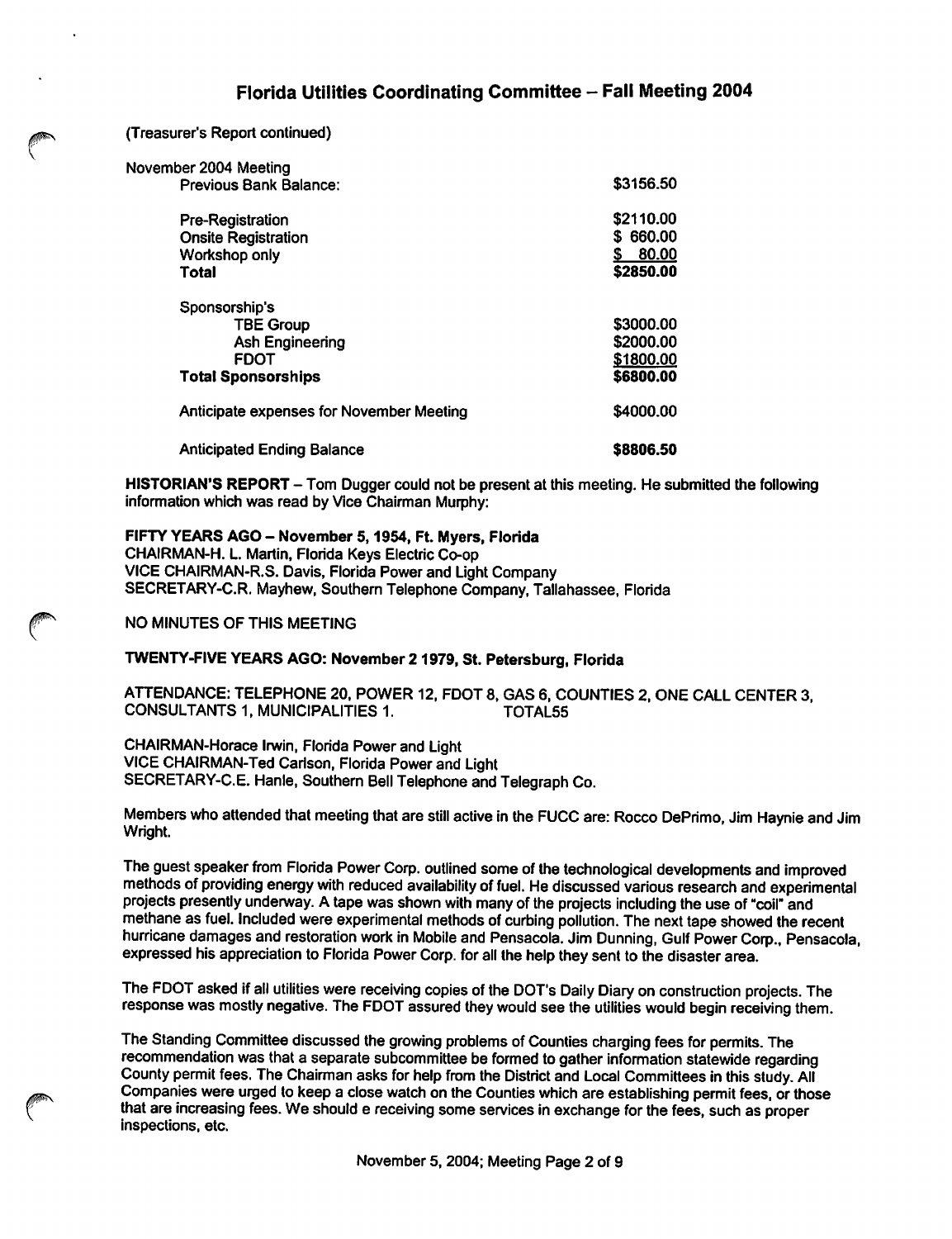## Florida Utilities Coordinating Committee – Fall Meeting 2004

(Treasurer's Report continued)

| November 2004 Meeting | |
|---|---|
| Previous Bank Balance: | $3156.50 |
| Pre-Registration | $2110.00 |
| Onsite Registration | $ 660.00 |
| Workshop only | $ 80.00 |
| **Total** | **$2850.00** |
| Sponsorship's | |
| TBE Group | $3000.00 |
| Ash Engineering | $2000.00 |
| FDOT | $1800.00 |
| **Total Sponsorships** | **$6800.00** |
| Anticipate expenses for November Meeting | $4000.00 |
| Anticipated Ending Balance | **$8806.50** |

**HISTORIAN'S REPORT** – Tom Dugger could not be present at this meeting. He submitted the following information which was read by Vice Chairman Murphy:

**FIFTY YEARS AGO – November 5, 1954, Ft. Myers, Florida**
CHAIRMAN-H. L. Martin, Florida Keys Electric Co-op
VICE CHAIRMAN-R.S. Davis, Florida Power and Light Company
SECRETARY-C.R. Mayhew, Southern Telephone Company, Tallahassee, Florida

NO MINUTES OF THIS MEETING

**TWENTY-FIVE YEARS AGO: November 2 1979, St. Petersburg, Florida**

ATTENDANCE: TELEPHONE 20, POWER 12, FDOT 8, GAS 6, COUNTIES 2, ONE CALL CENTER 3, CONSULTANTS 1, MUNICIPALITIES 1. TOTAL55

CHAIRMAN-Horace Irwin, Florida Power and Light
VICE CHAIRMAN-Ted Carlson, Florida Power and Light
SECRETARY-C.E. Hanle, Southern Bell Telephone and Telegraph Co.

Members who attended that meeting that are still active in the FUCC are: Rocco DePrimo, Jim Haynie and Jim Wright.

The guest speaker from Florida Power Corp. outlined some of the technological developments and improved methods of providing energy with reduced availability of fuel. He discussed various research and experimental projects presently underway. A tape was shown with many of the projects including the use of "coil" and methane as fuel. Included were experimental methods of curbing pollution. The next tape showed the recent hurricane damages and restoration work in Mobile and Pensacola. Jim Dunning, Gulf Power Corp., Pensacola, expressed his appreciation to Florida Power Corp. for all the help they sent to the disaster area.

The FDOT asked if all utilities were receiving copies of the DOT's Daily Diary on construction projects. The response was mostly negative. The FDOT assured they would see the utilities would begin receiving them.

The Standing Committee discussed the growing problems of Counties charging fees for permits. The recommendation was that a separate subcommittee be formed to gather information statewide regarding County permit fees. The Chairman asks for help from the District and Local Committees in this study. All Companies were urged to keep a close watch on the Counties which are establishing permit fees, or those that are increasing fees. We should e receiving some services in exchange for the fees, such as proper inspections, etc.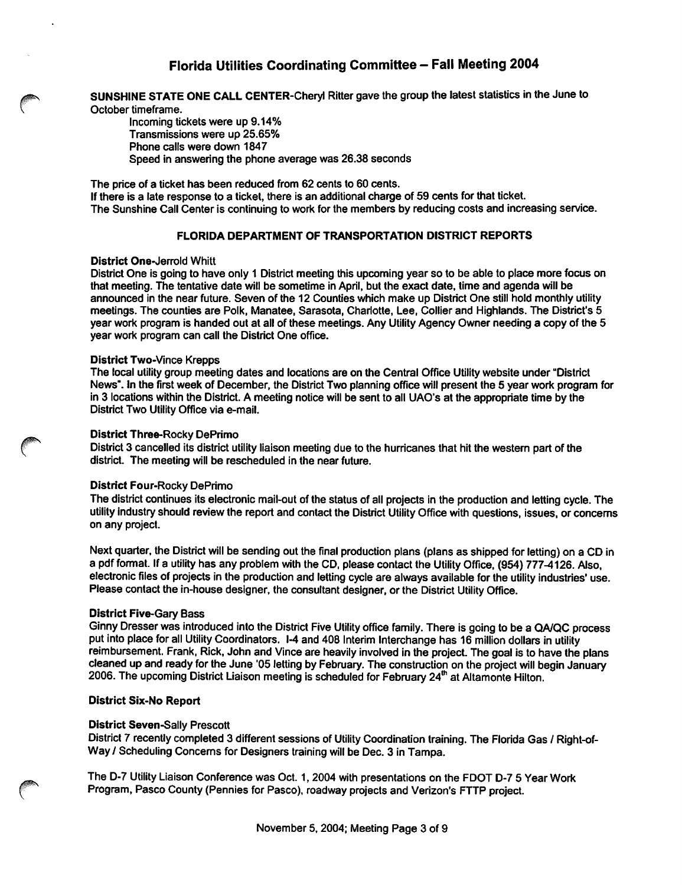# Florida Utilities Coordinating Committee – Fall Meeting 2004

**SUNSHINE STATE ONE CALL CENTER**-Cheryl Ritter gave the group the latest statistics in the June to October timeframe.

Incoming tickets were up 9.14%
Transmissions were up 25.65%
Phone calls were down 1847
Speed in answering the phone average was 26.38 seconds

The price of a ticket has been reduced from 62 cents to 60 cents.
If there is a late response to a ticket, there is an additional charge of 59 cents for that ticket.
The Sunshine Call Center is continuing to work for the members by reducing costs and increasing service.

## FLORIDA DEPARTMENT OF TRANSPORTATION DISTRICT REPORTS

**District One**-Jerrold Whitt

District One is going to have only 1 District meeting this upcoming year so to be able to place more focus on that meeting. The tentative date will be sometime in April, but the exact date, time and agenda will be announced in the near future. Seven of the 12 Counties which make up District One still hold monthly utility meetings. The counties are Polk, Manatee, Sarasota, Charlotte, Lee, Collier and Highlands. The District's 5 year work program is handed out at all of these meetings. Any Utility Agency Owner needing a copy of the 5 year work program can call the District One office.

**District Two**-Vince Krepps

The local utility group meeting dates and locations are on the Central Office Utility website under "District News". In the first week of December, the District Two planning office will present the 5 year work program for in 3 locations within the District. A meeting notice will be sent to all UAO's at the appropriate time by the District Two Utility Office via e-mail.

**District Three**-Rocky DePrimo

District 3 cancelled its district utility liaison meeting due to the hurricanes that hit the western part of the district. The meeting will be rescheduled in the near future.

**District Four**-Rocky DePrimo

The district continues its electronic mail-out of the status of all projects in the production and letting cycle. The utility industry should review the report and contact the District Utility Office with questions, issues, or concerns on any project.

Next quarter, the District will be sending out the final production plans (plans as shipped for letting) on a CD in a pdf format. If a utility has any problem with the CD, please contact the Utility Office, (954) 777-4126. Also, electronic files of projects in the production and letting cycle are always available for the utility industries' use. Please contact the in-house designer, the consultant designer, or the District Utility Office.

**District Five**-Gary Bass

Ginny Dresser was introduced into the District Five Utility office family. There is going to be a QA/QC process put into place for all Utility Coordinators. I-4 and 408 Interim Interchange has 16 million dollars in utility reimbursement. Frank, Rick, John and Vince are heavily involved in the project. The goal is to have the plans cleaned up and ready for the June '05 letting by February. The construction on the project will begin January 2006. The upcoming District Liaison meeting is scheduled for February 24th at Altamonte Hilton.

**District Six-No Report**

**District Seven**-Sally Prescott

District 7 recently completed 3 different sessions of Utility Coordination training. The Florida Gas / Right-of-Way / Scheduling Concerns for Designers training will be Dec. 3 in Tampa.

The D-7 Utility Liaison Conference was Oct. 1, 2004 with presentations on the FDOT D-7 5 Year Work Program, Pasco County (Pennies for Pasco), roadway projects and Verizon's FTTP project.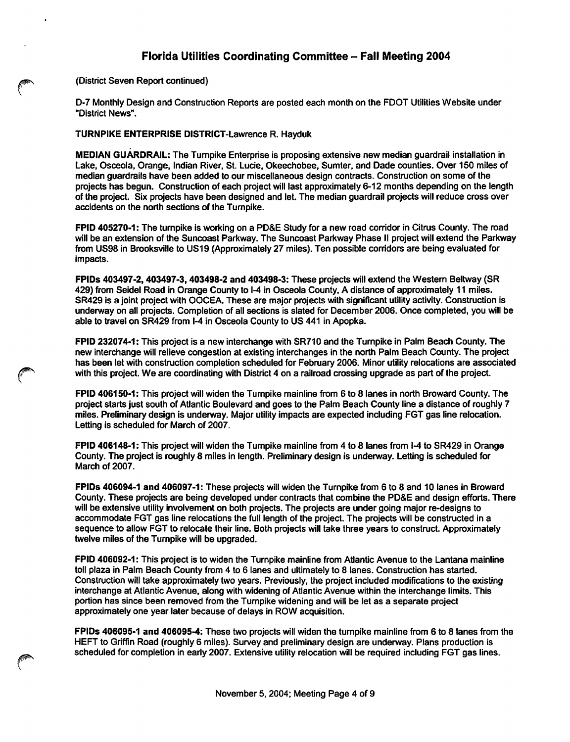## Florida Utilities Coordinating Committee – Fall Meeting 2004

(District Seven Report continued)

D-7 Monthly Design and Construction Reports are posted each month on the FDOT Utilities Website under "District News".

**TURNPIKE ENTERPRISE DISTRICT**-Lawrence R. Hayduk

**MEDIAN GUARDRAIL:** The Turnpike Enterprise is proposing extensive new median guardrail installation in Lake, Osceola, Orange, Indian River, St. Lucie, Okeechobee, Sumter, and Dade counties. Over 150 miles of median guardrails have been added to our miscellaneous design contracts. Construction on some of the projects has begun. Construction of each project will last approximately 6-12 months depending on the length of the project. Six projects have been designed and let. The median guardrail projects will reduce cross over accidents on the north sections of the Turnpike.

**FPID 405270-1:** The turnpike is working on a PD&E Study for a new road corridor in Citrus County. The road will be an extension of the Suncoast Parkway. The Suncoast Parkway Phase II project will extend the Parkway from US98 in Brooksville to US19 (Approximately 27 miles). Ten possible corridors are being evaluated for impacts.

**FPIDs 403497-2, 403497-3, 403498-2 and 403498-3:** These projects will extend the Western Beltway (SR 429) from Seidel Road in Orange County to I-4 in Osceola County, A distance of approximately 11 miles. SR429 is a joint project with OOCEA. These are major projects with significant utility activity. Construction is underway on all projects. Completion of all sections is slated for December 2006. Once completed, you will be able to travel on SR429 from I-4 in Osceola County to US 441 in Apopka.

**FPID 232074-1:** This project is a new interchange with SR710 and the Turnpike in Palm Beach County. The new interchange will relieve congestion at existing interchanges in the north Palm Beach County. The project has been let with construction completion scheduled for February 2006. Minor utility relocations are associated with this project. We are coordinating with District 4 on a railroad crossing upgrade as part of the project.

**FPID 406150-1:** This project will widen the Turnpike mainline from 6 to 8 lanes in north Broward County. The project starts just south of Atlantic Boulevard and goes to the Palm Beach County line a distance of roughly 7 miles. Preliminary design is underway. Major utility impacts are expected including FGT gas line relocation. Letting is scheduled for March of 2007.

**FPID 406148-1:** This project will widen the Turnpike mainline from 4 to 8 lanes from I-4 to SR429 in Orange County. The project is roughly 8 miles in length. Preliminary design is underway. Letting is scheduled for March of 2007.

**FPIDs 406094-1 and 406097-1:** These projects will widen the Turnpike from 6 to 8 and 10 lanes in Broward County. These projects are being developed under contracts that combine the PD&E and design efforts. There will be extensive utility involvement on both projects. The projects are under going major re-designs to accommodate FGT gas line relocations the full length of the project. The projects will be constructed in a sequence to allow FGT to relocate their line. Both projects will take three years to construct. Approximately twelve miles of the Turnpike will be upgraded.

**FPID 406092-1:** This project is to widen the Turnpike mainline from Atlantic Avenue to the Lantana mainline toll plaza in Palm Beach County from 4 to 6 lanes and ultimately to 8 lanes. Construction has started. Construction will take approximately two years. Previously, the project included modifications to the existing interchange at Atlantic Avenue, along with widening of Atlantic Avenue within the interchange limits. This portion has since been removed from the Turnpike widening and will be let as a separate project approximately one year later because of delays in ROW acquisition.

**FPIDs 406095-1 and 406095-4:** These two projects will widen the turnpike mainline from 6 to 8 lanes from the HEFT to Griffin Road (roughly 6 miles). Survey and preliminary design are underway. Plans production is scheduled for completion in early 2007. Extensive utility relocation will be required including FGT gas lines.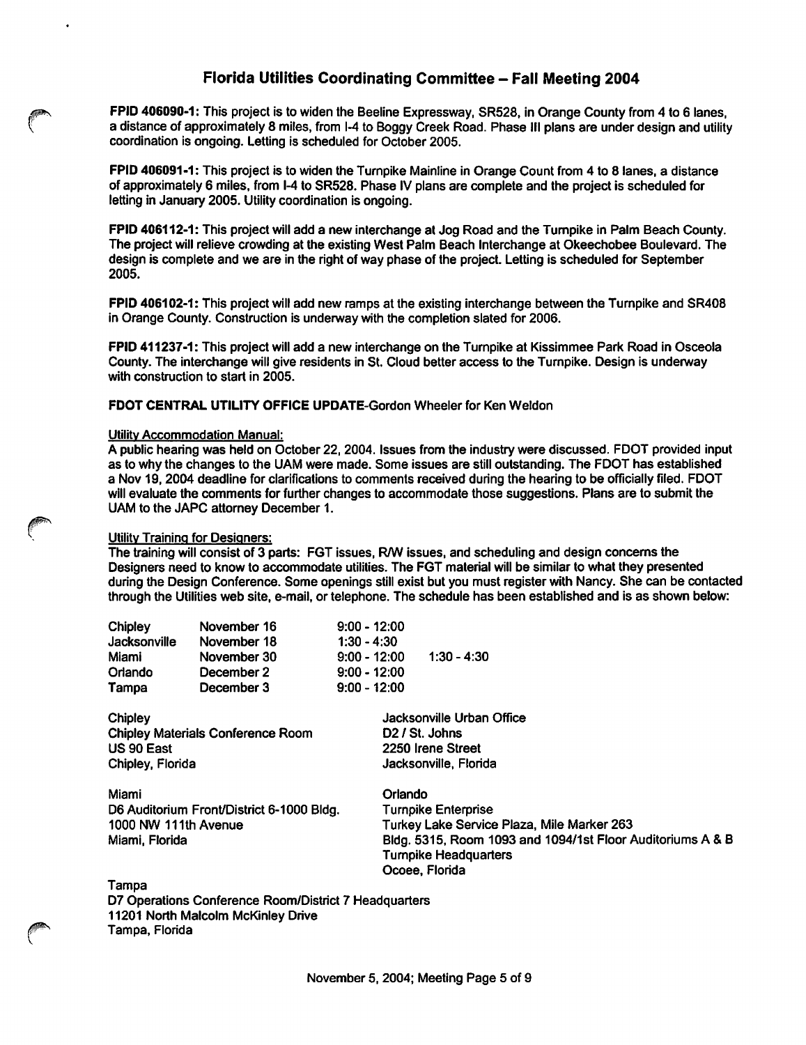# Florida Utilities Coordinating Committee – Fall Meeting 2004

**FPID 406090-1:** This project is to widen the Beeline Expressway, SR528, in Orange County from 4 to 6 lanes, a distance of approximately 8 miles, from I-4 to Boggy Creek Road. Phase III plans are under design and utility coordination is ongoing. Letting is scheduled for October 2005.

**FPID 406091-1:** This project is to widen the Turnpike Mainline in Orange Count from 4 to 8 lanes, a distance of approximately 6 miles, from I-4 to SR528. Phase IV plans are complete and the project is scheduled for letting in January 2005. Utility coordination is ongoing.

**FPID 406112-1:** This project will add a new interchange at Jog Road and the Turnpike in Palm Beach County. The project will relieve crowding at the existing West Palm Beach Interchange at Okeechobee Boulevard. The design is complete and we are in the right of way phase of the project. Letting is scheduled for September 2005.

**FPID 406102-1:** This project will add new ramps at the existing interchange between the Turnpike and SR408 in Orange County. Construction is underway with the completion slated for 2006.

**FPID 411237-1:** This project will add a new interchange on the Turnpike at Kissimmee Park Road in Osceola County. The interchange will give residents in St. Cloud better access to the Turnpike. Design is underway with construction to start in 2005.

**FDOT CENTRAL UTILITY OFFICE UPDATE**-Gordon Wheeler for Ken Weldon

Utility Accommodation Manual:

A public hearing was held on October 22, 2004. Issues from the industry were discussed. FDOT provided input as to why the changes to the UAM were made. Some issues are still outstanding. The FDOT has established a Nov 19, 2004 deadline for clarifications to comments received during the hearing to be officially filed. FDOT will evaluate the comments for further changes to accommodate those suggestions. Plans are to submit the UAM to the JAPC attorney December 1.

Utility Training for Designers:

The training will consist of 3 parts: FGT issues, R/W issues, and scheduling and design concerns the Designers need to know to accommodate utilities. The FGT material will be similar to what they presented during the Design Conference. Some openings still exist but you must register with Nancy. She can be contacted through the Utilities web site, e-mail, or telephone. The schedule has been established and is as shown below:

| | | | |
|---|---|---|---|
| Chipley | November 16 | 9:00 - 12:00 | |
| Jacksonville | November 18 | 1:30 - 4:30 | |
| Miami | November 30 | 9:00 - 12:00 | 1:30 - 4:30 |
| Orlando | December 2 | 9:00 - 12:00 | |
| Tampa | December 3 | 9:00 - 12:00 | |

Chipley
Chipley Materials Conference Room
US 90 East
Chipley, Florida

Jacksonville Urban Office
D2 / St. Johns
2250 Irene Street
Jacksonville, Florida

Miami
D6 Auditorium Front/District 6-1000 Bldg.
1000 NW 111th Avenue
Miami, Florida

Orlando
Turnpike Enterprise
Turkey Lake Service Plaza, Mile Marker 263
Bldg. 5315, Room 1093 and 1094/1st Floor Auditoriums A & B
Turnpike Headquarters
Ocoee, Florida

Tampa
D7 Operations Conference Room/District 7 Headquarters
11201 North Malcolm McKinley Drive
Tampa, Florida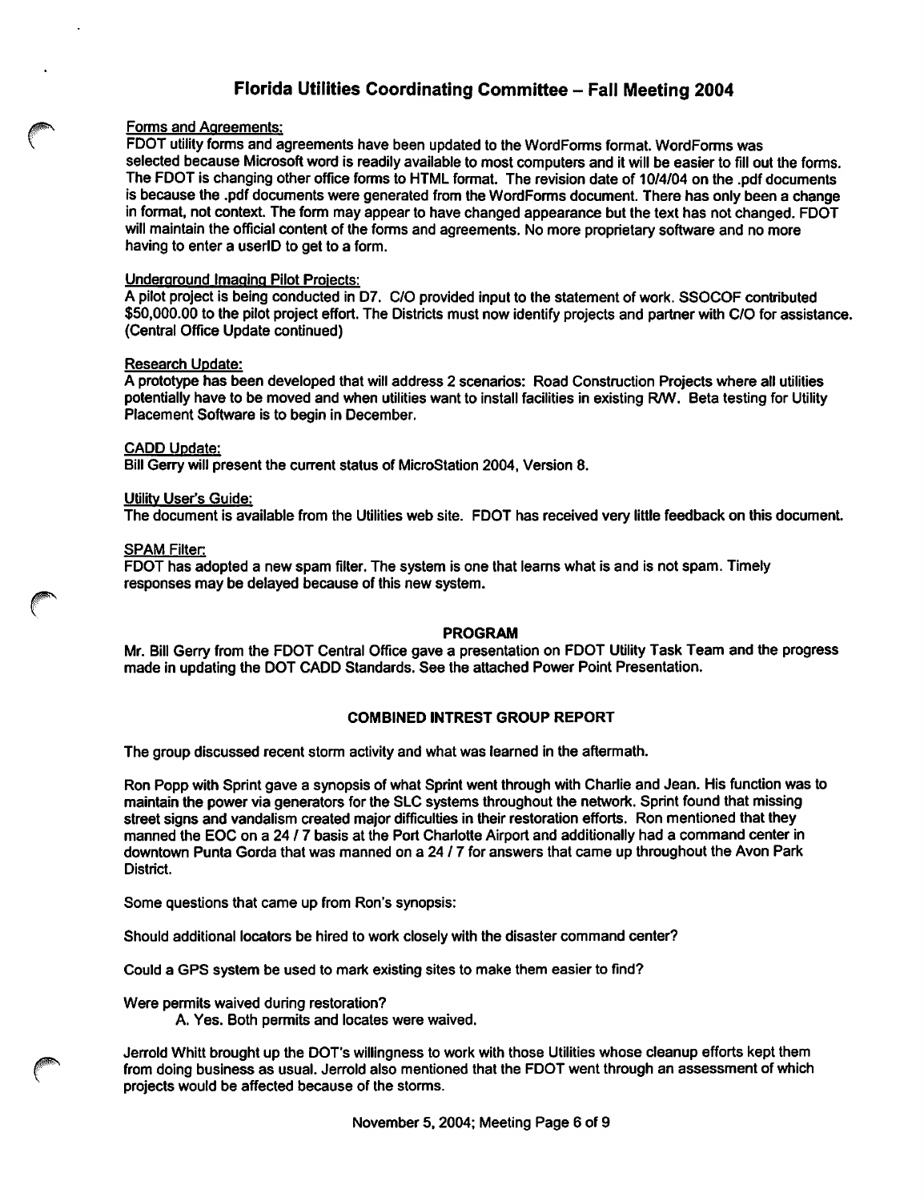# Florida Utilities Coordinating Committee – Fall Meeting 2004

Forms and Agreements:
FDOT utility forms and agreements have been updated to the WordForms format. WordForms was selected because Microsoft word is readily available to most computers and it will be easier to fill out the forms. The FDOT is changing other office forms to HTML format. The revision date of 10/4/04 on the .pdf documents is because the .pdf documents were generated from the WordForms document. There has only been a change in format, not context. The form may appear to have changed appearance but the text has not changed. FDOT will maintain the official content of the forms and agreements. No more proprietary software and no more having to enter a userID to get to a form.

Underground Imaging Pilot Projects:
A pilot project is being conducted in D7. C/O provided input to the statement of work. SSOCOF contributed $50,000.00 to the pilot project effort. The Districts must now identify projects and partner with C/O for assistance. (Central Office Update continued)

Research Update:
A prototype has been developed that will address 2 scenarios: Road Construction Projects where all utilities potentially have to be moved and when utilities want to install facilities in existing R/W. Beta testing for Utility Placement Software is to begin in December.

CADD Update:
Bill Gerry will present the current status of MicroStation 2004, Version 8.

Utility User's Guide:
The document is available from the Utilities web site. FDOT has received very little feedback on this document.

SPAM Filter:
FDOT has adopted a new spam filter. The system is one that learns what is and is not spam. Timely responses may be delayed because of this new system.

**PROGRAM**

Mr. Bill Gerry from the FDOT Central Office gave a presentation on FDOT Utility Task Team and the progress made in updating the DOT CADD Standards. See the attached Power Point Presentation.

**COMBINED INTREST GROUP REPORT**

The group discussed recent storm activity and what was learned in the aftermath.

Ron Popp with Sprint gave a synopsis of what Sprint went through with Charlie and Jean. His function was to maintain the power via generators for the SLC systems throughout the network. Sprint found that missing street signs and vandalism created major difficulties in their restoration efforts. Ron mentioned that they manned the EOC on a 24 / 7 basis at the Port Charlotte Airport and additionally had a command center in downtown Punta Gorda that was manned on a 24 / 7 for answers that came up throughout the Avon Park District.

Some questions that came up from Ron's synopsis:

Should additional locators be hired to work closely with the disaster command center?

Could a GPS system be used to mark existing sites to make them easier to find?

Were permits waived during restoration?

A. Yes. Both permits and locates were waived.

Jerrold Whitt brought up the DOT's willingness to work with those Utilities whose cleanup efforts kept them from doing business as usual. Jerrold also mentioned that the FDOT went through an assessment of which projects would be affected because of the storms.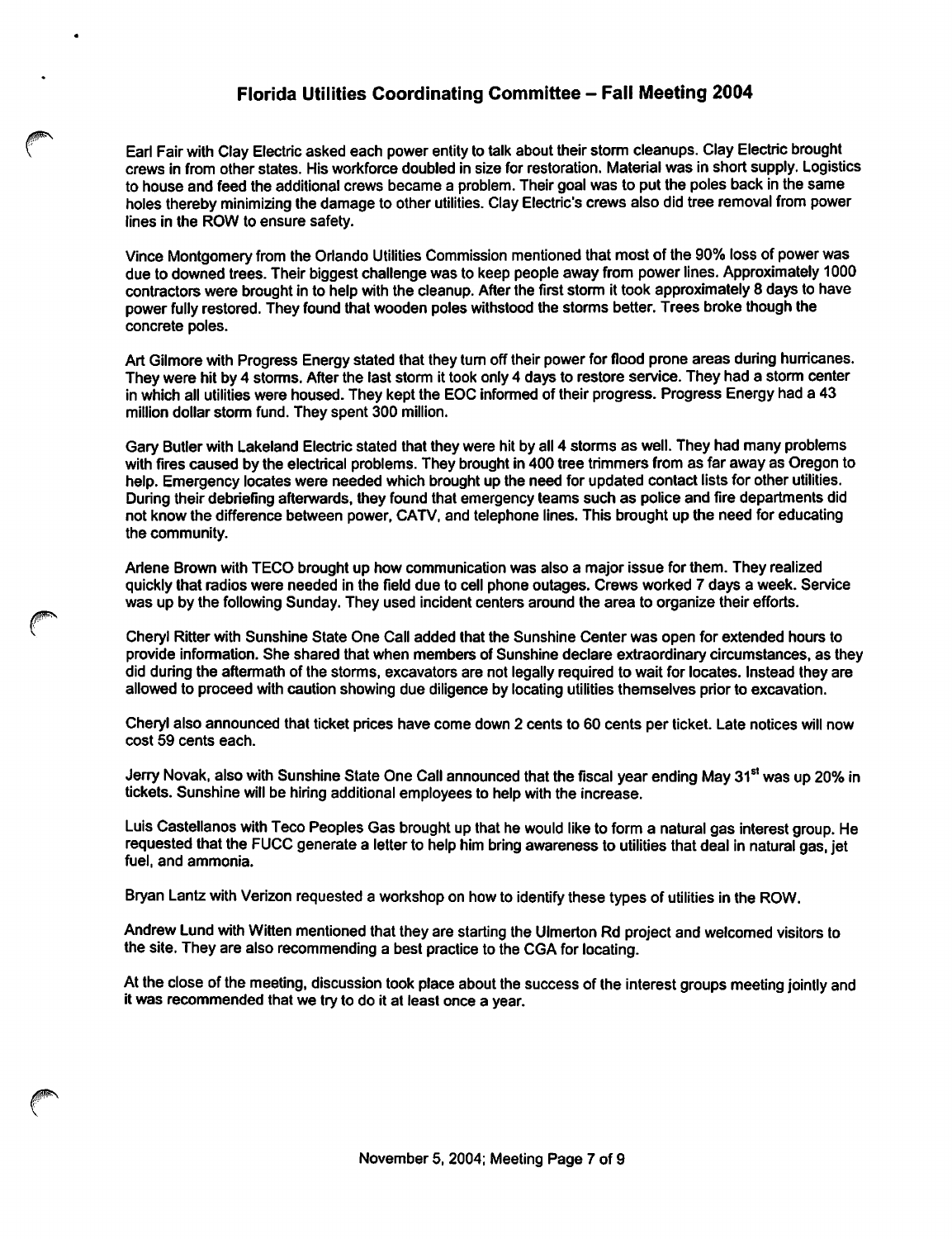## Florida Utilities Coordinating Committee – Fall Meeting 2004

Earl Fair with Clay Electric asked each power entity to talk about their storm cleanups. Clay Electric brought crews in from other states. His workforce doubled in size for restoration. Material was in short supply. Logistics to house and feed the additional crews became a problem. Their goal was to put the poles back in the same holes thereby minimizing the damage to other utilities. Clay Electric's crews also did tree removal from power lines in the ROW to ensure safety.

Vince Montgomery from the Orlando Utilities Commission mentioned that most of the 90% loss of power was due to downed trees. Their biggest challenge was to keep people away from power lines. Approximately 1000 contractors were brought in to help with the cleanup. After the first storm it took approximately 8 days to have power fully restored. They found that wooden poles withstood the storms better. Trees broke though the concrete poles.

Art Gilmore with Progress Energy stated that they turn off their power for flood prone areas during hurricanes. They were hit by 4 storms. After the last storm it took only 4 days to restore service. They had a storm center in which all utilities were housed. They kept the EOC informed of their progress. Progress Energy had a 43 million dollar storm fund. They spent 300 million.

Gary Butler with Lakeland Electric stated that they were hit by all 4 storms as well. They had many problems with fires caused by the electrical problems. They brought in 400 tree trimmers from as far away as Oregon to help. Emergency locates were needed which brought up the need for updated contact lists for other utilities. During their debriefing afterwards, they found that emergency teams such as police and fire departments did not know the difference between power, CATV, and telephone lines. This brought up the need for educating the community.

Arlene Brown with TECO brought up how communication was also a major issue for them. They realized quickly that radios were needed in the field due to cell phone outages. Crews worked 7 days a week. Service was up by the following Sunday. They used incident centers around the area to organize their efforts.

Cheryl Ritter with Sunshine State One Call added that the Sunshine Center was open for extended hours to provide information. She shared that when members of Sunshine declare extraordinary circumstances, as they did during the aftermath of the storms, excavators are not legally required to wait for locates. Instead they are allowed to proceed with caution showing due diligence by locating utilities themselves prior to excavation.

Cheryl also announced that ticket prices have come down 2 cents to 60 cents per ticket. Late notices will now cost 59 cents each.

Jerry Novak, also with Sunshine State One Call announced that the fiscal year ending May 31st was up 20% in tickets. Sunshine will be hiring additional employees to help with the increase.

Luis Castellanos with Teco Peoples Gas brought up that he would like to form a natural gas interest group. He requested that the FUCC generate a letter to help him bring awareness to utilities that deal in natural gas, jet fuel, and ammonia.

Bryan Lantz with Verizon requested a workshop on how to identify these types of utilities in the ROW.

Andrew Lund with Witten mentioned that they are starting the Ulmerton Rd project and welcomed visitors to the site. They are also recommending a best practice to the CGA for locating.

At the close of the meeting, discussion took place about the success of the interest groups meeting jointly and it was recommended that we try to do it at least once a year.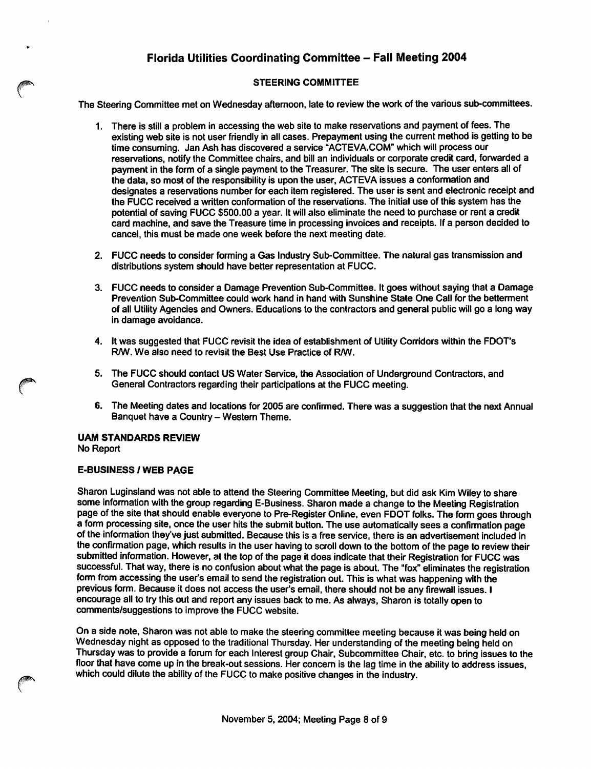## Florida Utilities Coordinating Committee – Fall Meeting 2004

### STEERING COMMITTEE

The Steering Committee met on Wednesday afternoon, late to review the work of the various sub-committees.

1. There is still a problem in accessing the web site to make reservations and payment of fees. The existing web site is not user friendly in all cases. Prepayment using the current method is getting to be time consuming. Jan Ash has discovered a service "ACTEVA.COM" which will process our reservations, notify the Committee chairs, and bill an individuals or corporate credit card, forwarded a payment in the form of a single payment to the Treasurer. The site is secure. The user enters all of the data, so most of the responsibility is upon the user, ACTEVA issues a conformation and designates a reservations number for each item registered. The user is sent and electronic receipt and the FUCC received a written conformation of the reservations. The initial use of this system has the potential of saving FUCC $500.00 a year. It will also eliminate the need to purchase or rent a credit card machine, and save the Treasure time in processing invoices and receipts. If a person decided to cancel, this must be made one week before the next meeting date.

2. FUCC needs to consider forming a Gas Industry Sub-Committee. The natural gas transmission and distributions system should have better representation at FUCC.

3. FUCC needs to consider a Damage Prevention Sub-Committee. It goes without saying that a Damage Prevention Sub-Committee could work hand in hand with Sunshine State One Call for the betterment of all Utility Agencies and Owners. Educations to the contractors and general public will go a long way in damage avoidance.

4. It was suggested that FUCC revisit the idea of establishment of Utility Corridors within the FDOT's R/W. We also need to revisit the Best Use Practice of R/W.

5. The FUCC should contact US Water Service, the Association of Underground Contractors, and General Contractors regarding their participations at the FUCC meeting.

6. The Meeting dates and locations for 2005 are confirmed. There was a suggestion that the next Annual Banquet have a Country – Western Theme.

### UAM STANDARDS REVIEW

No Report

### E-BUSINESS / WEB PAGE

Sharon Luginsland was not able to attend the Steering Committee Meeting, but did ask Kim Wiley to share some information with the group regarding E-Business. Sharon made a change to the Meeting Registration page of the site that should enable everyone to Pre-Register Online, even FDOT folks. The form goes through a form processing site, once the user hits the submit button. The use automatically sees a confirmation page of the information they've just submitted. Because this is a free service, there is an advertisement included in the confirmation page, which results in the user having to scroll down to the bottom of the page to review their submitted information. However, at the top of the page it does indicate that their Registration for FUCC was successful. That way, there is no confusion about what the page is about. The "fox" eliminates the registration form from accessing the user's email to send the registration out. This is what was happening with the previous form. Because it does not access the user's email, there should not be any firewall issues. I encourage all to try this out and report any issues back to me. As always, Sharon is totally open to comments/suggestions to improve the FUCC website.

On a side note, Sharon was not able to make the steering committee meeting because it was being held on Wednesday night as opposed to the traditional Thursday. Her understanding of the meeting being held on Thursday was to provide a forum for each Interest group Chair, Subcommittee Chair, etc. to bring issues to the floor that have come up in the break-out sessions. Her concern is the lag time in the ability to address issues, which could dilute the ability of the FUCC to make positive changes in the industry.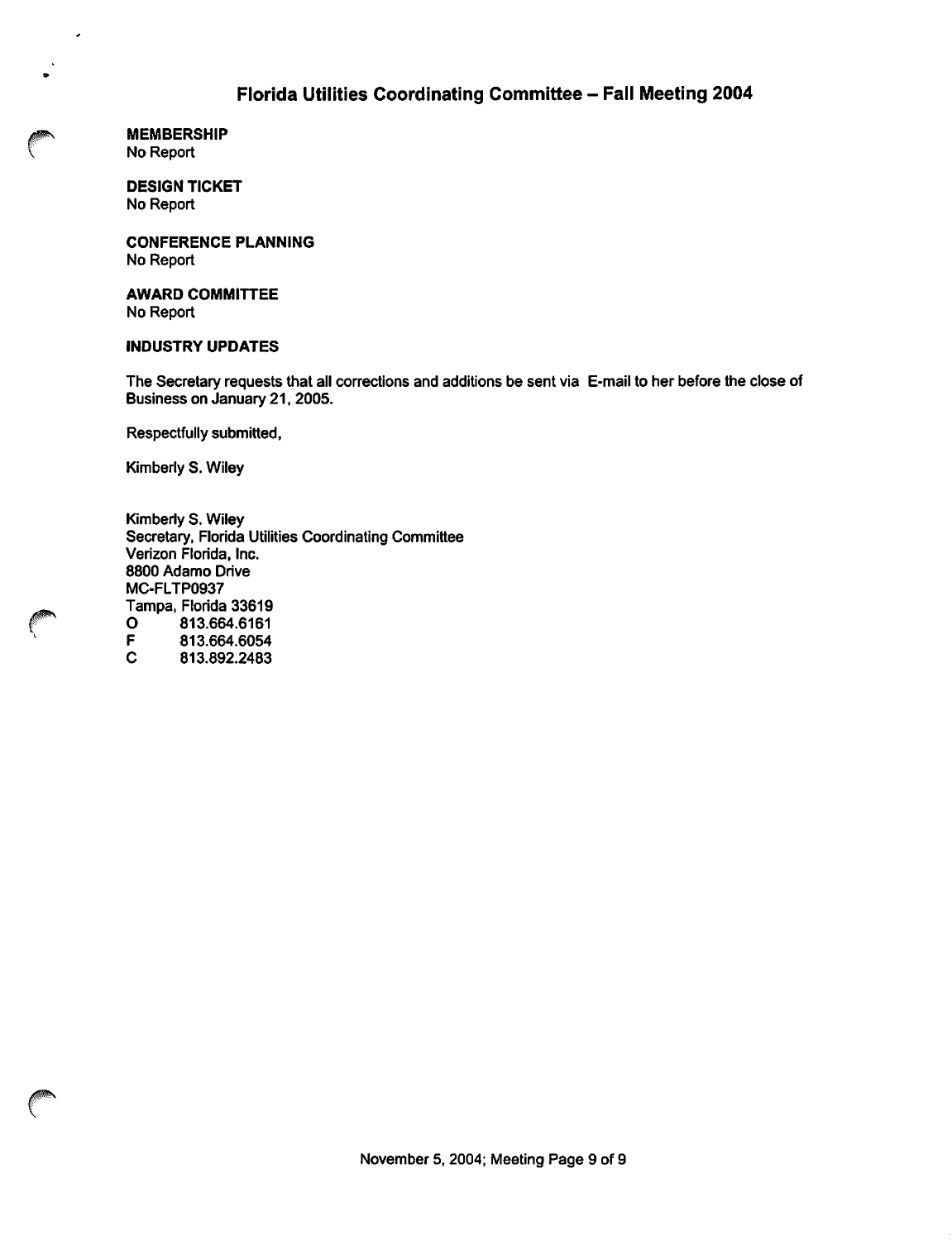**MEMBERSHIP**
No Report

**DESIGN TICKET**
No Report

**CONFERENCE PLANNING**
No Report

**AWARD COMMITTEE**
No Report

**INDUSTRY UPDATES**

The Secretary requests that all corrections and additions be sent via E-mail to her before the close of Business on January 21, 2005.

Respectfully submitted,

Kimberly S. Wiley

Kimberly S. Wiley
Secretary, Florida Utilities Coordinating Committee
Verizon Florida, Inc.
8800 Adamo Drive
MC-FLTP0937
Tampa, Florida 33619
O 813.664.6161
F 813.664.6054
C 813.892.2483